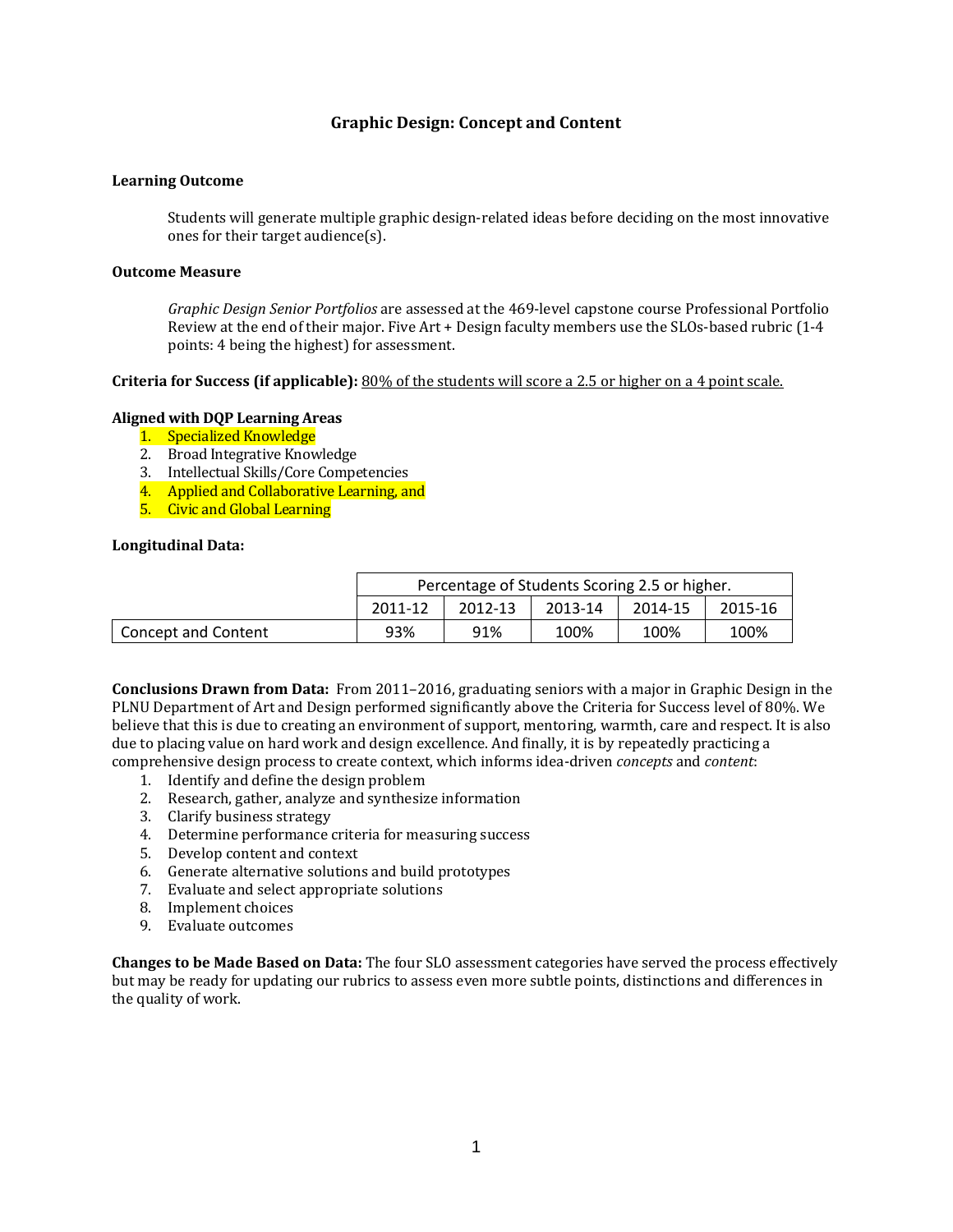# Graphic Design: Concept and Content

**Learning Outcome**

Students will generate multiple graphic design-related ideas before deciding on the most innovative ones for their target audience(s).

**Outcome Measure**

*Graphic Design Senior Portfolios* are assessed at the 469-level capstone course Professional Portfolio Review at the end of their major. Five Art + Design faculty members use the SLOs-based rubric (1-4 points: 4 being the highest) for assessment.

**Criteria for Success (if applicable):** 80% of the students will score a 2.5 or higher on a 4 point scale.

**Aligned with DQP Learning Areas**

1. Specialized Knowledge
2. Broad Integrative Knowledge
3. Intellectual Skills/Core Competencies
4. Applied and Collaborative Learning, and
5. Civic and Global Learning

**Longitudinal Data:**

| | Percentage of Students Scoring 2.5 or higher. | | | | |
|---|---|---|---|---|---|
| | 2011-12 | 2012-13 | 2013-14 | 2014-15 | 2015-16 |
| Concept and Content | 93% | 91% | 100% | 100% | 100% |

**Conclusions Drawn from Data:** From 2011–2016, graduating seniors with a major in Graphic Design in the PLNU Department of Art and Design performed significantly above the Criteria for Success level of 80%. We believe that this is due to creating an environment of support, mentoring, warmth, care and respect. It is also due to placing value on hard work and design excellence. And finally, it is by repeatedly practicing a comprehensive design process to create context, which informs idea-driven *concepts* and *content*:

1. Identify and define the design problem
2. Research, gather, analyze and synthesize information
3. Clarify business strategy
4. Determine performance criteria for measuring success
5. Develop content and context
6. Generate alternative solutions and build prototypes
7. Evaluate and select appropriate solutions
8. Implement choices
9. Evaluate outcomes

**Changes to be Made Based on Data:** The four SLO assessment categories have served the process effectively but may be ready for updating our rubrics to assess even more subtle points, distinctions and differences in the quality of work.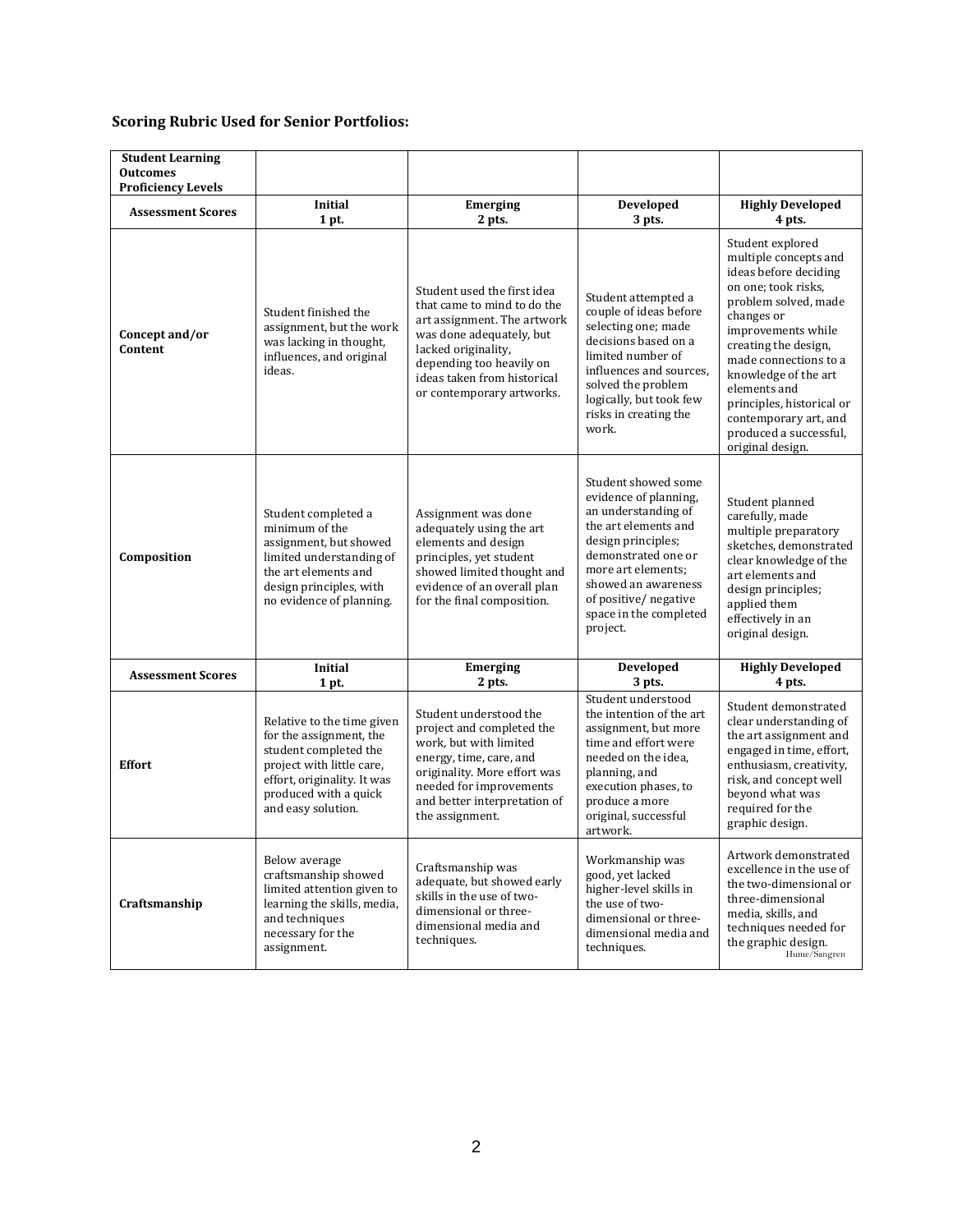**Scoring Rubric Used for Senior Portfolios:**

| Student Learning Outcomes Proficiency Levels | | | | |
|---|---|---|---|---|
| **Assessment Scores** | **Initial 1 pt.** | **Emerging 2 pts.** | **Developed 3 pts.** | **Highly Developed 4 pts.** |
| **Concept and/or Content** | Student finished the assignment, but the work was lacking in thought, influences, and original ideas. | Student used the first idea that came to mind to do the art assignment. The artwork was done adequately, but lacked originality, depending too heavily on ideas taken from historical or contemporary artworks. | Student attempted a couple of ideas before selecting one; made decisions based on a limited number of influences and sources, solved the problem logically, but took few risks in creating the work. | Student explored multiple concepts and ideas before deciding on one; took risks, problem solved, made changes or improvements while creating the design, made connections to a knowledge of the art elements and principles, historical or contemporary art, and produced a successful, original design. |
| **Composition** | Student completed a minimum of the assignment, but showed limited understanding of the art elements and design principles, with no evidence of planning. | Assignment was done adequately using the art elements and design principles, yet student showed limited thought and evidence of an overall plan for the final composition. | Student showed some evidence of planning, an understanding of the art elements and design principles; demonstrated one or more art elements; showed an awareness of positive/ negative space in the completed project. | Student planned carefully, made multiple preparatory sketches, demonstrated clear knowledge of the art elements and design principles; applied them effectively in an original design. |
| **Assessment Scores** | **Initial 1 pt.** | **Emerging 2 pts.** | **Developed 3 pts.** | **Highly Developed 4 pts.** |
| **Effort** | Relative to the time given for the assignment, the student completed the project with little care, effort, originality. It was produced with a quick and easy solution. | Student understood the project and completed the work, but with limited energy, time, care, and originality. More effort was needed for improvements and better interpretation of the assignment. | Student understood the intention of the art assignment, but more time and effort were needed on the idea, planning, and execution phases, to produce a more original, successful artwork. | Student demonstrated clear understanding of the art assignment and engaged in time, effort, enthusiasm, creativity, risk, and concept well beyond what was required for the graphic design. |
| **Craftsmanship** | Below average craftsmanship showed limited attention given to learning the skills, media, and techniques necessary for the assignment. | Craftsmanship was adequate, but showed early skills in the use of two-dimensional or three-dimensional media and techniques. | Workmanship was good, yet lacked higher-level skills in the use of two-dimensional or three-dimensional media and techniques. | Artwork demonstrated excellence in the use of the two-dimensional or three-dimensional media, skills, and techniques needed for the graphic design. Hume/Sangren |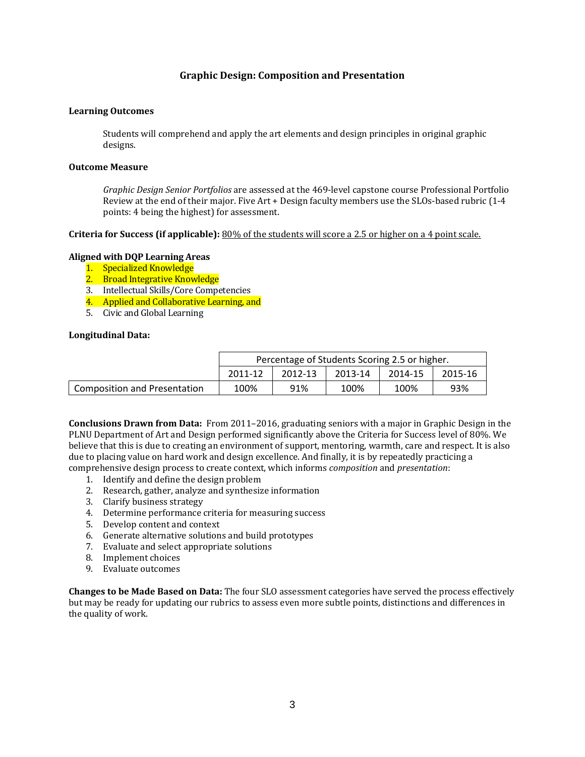## Graphic Design: Composition and Presentation

**Learning Outcomes**

Students will comprehend and apply the art elements and design principles in original graphic designs.

**Outcome Measure**

*Graphic Design Senior Portfolios* are assessed at the 469-level capstone course Professional Portfolio Review at the end of their major. Five Art + Design faculty members use the SLOs-based rubric (1-4 points: 4 being the highest) for assessment.

**Criteria for Success (if applicable):** <u>80% of the students will score a 2.5 or higher on a 4 point scale.</u>

**Aligned with DQP Learning Areas**

1. Specialized Knowledge
2. Broad Integrative Knowledge
3. Intellectual Skills/Core Competencies
4. Applied and Collaborative Learning, and
5. Civic and Global Learning

**Longitudinal Data:**

| | Percentage of Students Scoring 2.5 or higher. | | | | |
|---|---|---|---|---|---|
| | 2011-12 | 2012-13 | 2013-14 | 2014-15 | 2015-16 |
| Composition and Presentation | 100% | 91% | 100% | 100% | 93% |

**Conclusions Drawn from Data:** From 2011–2016, graduating seniors with a major in Graphic Design in the PLNU Department of Art and Design performed significantly above the Criteria for Success level of 80%. We believe that this is due to creating an environment of support, mentoring, warmth, care and respect. It is also due to placing value on hard work and design excellence. And finally, it is by repeatedly practicing a comprehensive design process to create context, which informs *composition* and *presentation*:

1. Identify and define the design problem
2. Research, gather, analyze and synthesize information
3. Clarify business strategy
4. Determine performance criteria for measuring success
5. Develop content and context
6. Generate alternative solutions and build prototypes
7. Evaluate and select appropriate solutions
8. Implement choices
9. Evaluate outcomes

**Changes to be Made Based on Data:** The four SLO assessment categories have served the process effectively but may be ready for updating our rubrics to assess even more subtle points, distinctions and differences in the quality of work.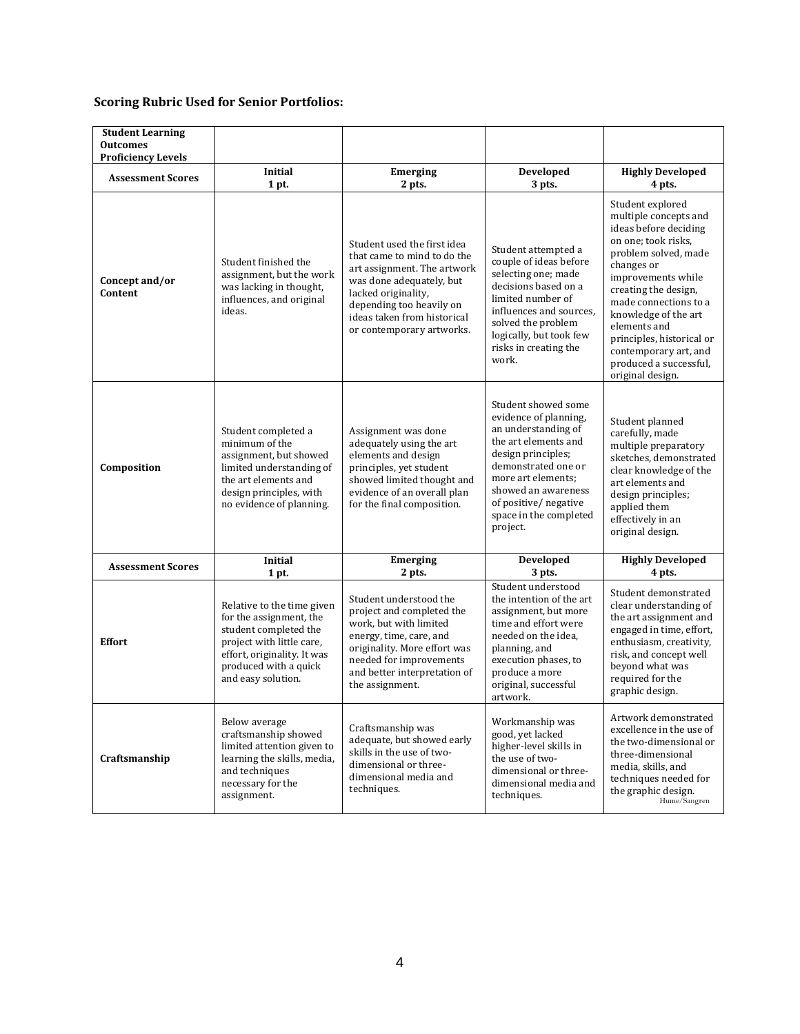**Scoring Rubric Used for Senior Portfolios:**

| Student Learning Outcomes Proficiency Levels | | | | |
|---|---|---|---|---|
| **Assessment Scores** | **Initial 1 pt.** | **Emerging 2 pts.** | **Developed 3 pts.** | **Highly Developed 4 pts.** |
| **Concept and/or Content** | Student finished the assignment, but the work was lacking in thought, influences, and original ideas. | Student used the first idea that came to mind to do the art assignment. The artwork was done adequately, but lacked originality, depending too heavily on ideas taken from historical or contemporary artworks. | Student attempted a couple of ideas before selecting one; made decisions based on a limited number of influences and sources, solved the problem logically, but took few risks in creating the work. | Student explored multiple concepts and ideas before deciding on one; took risks, problem solved, made changes or improvements while creating the design, made connections to a knowledge of the art elements and principles, historical or contemporary art, and produced a successful, original design. |
| **Composition** | Student completed a minimum of the assignment, but showed limited understanding of the art elements and design principles, with no evidence of planning. | Assignment was done adequately using the art elements and design principles, yet student showed limited thought and evidence of an overall plan for the final composition. | Student showed some evidence of planning, an understanding of the art elements and design principles; demonstrated one or more art elements; showed an awareness of positive/ negative space in the completed project. | Student planned carefully, made multiple preparatory sketches, demonstrated clear knowledge of the art elements and design principles; applied them effectively in an original design. |
| **Assessment Scores** | **Initial 1 pt.** | **Emerging 2 pts.** | **Developed 3 pts.** | **Highly Developed 4 pts.** |
| **Effort** | Relative to the time given for the assignment, the student completed the project with little care, effort, originality. It was produced with a quick and easy solution. | Student understood the project and completed the work, but with limited energy, time, care, and originality. More effort was needed for improvements and better interpretation of the assignment. | Student understood the intention of the art assignment, but more time and effort were needed on the idea, planning, and execution phases, to produce a more original, successful artwork. | Student demonstrated clear understanding of the art assignment and engaged in time, effort, enthusiasm, creativity, risk, and concept well beyond what was required for the graphic design. |
| **Craftsmanship** | Below average craftsmanship showed limited attention given to learning the skills, media, and techniques necessary for the assignment. | Craftsmanship was adequate, but showed early skills in the use of two-dimensional or three-dimensional media and techniques. | Workmanship was good, yet lacked higher-level skills in the use of two-dimensional or three-dimensional media and techniques. | Artwork demonstrated excellence in the use of the two-dimensional or three-dimensional media, skills, and techniques needed for the graphic design. Hume/Sangren |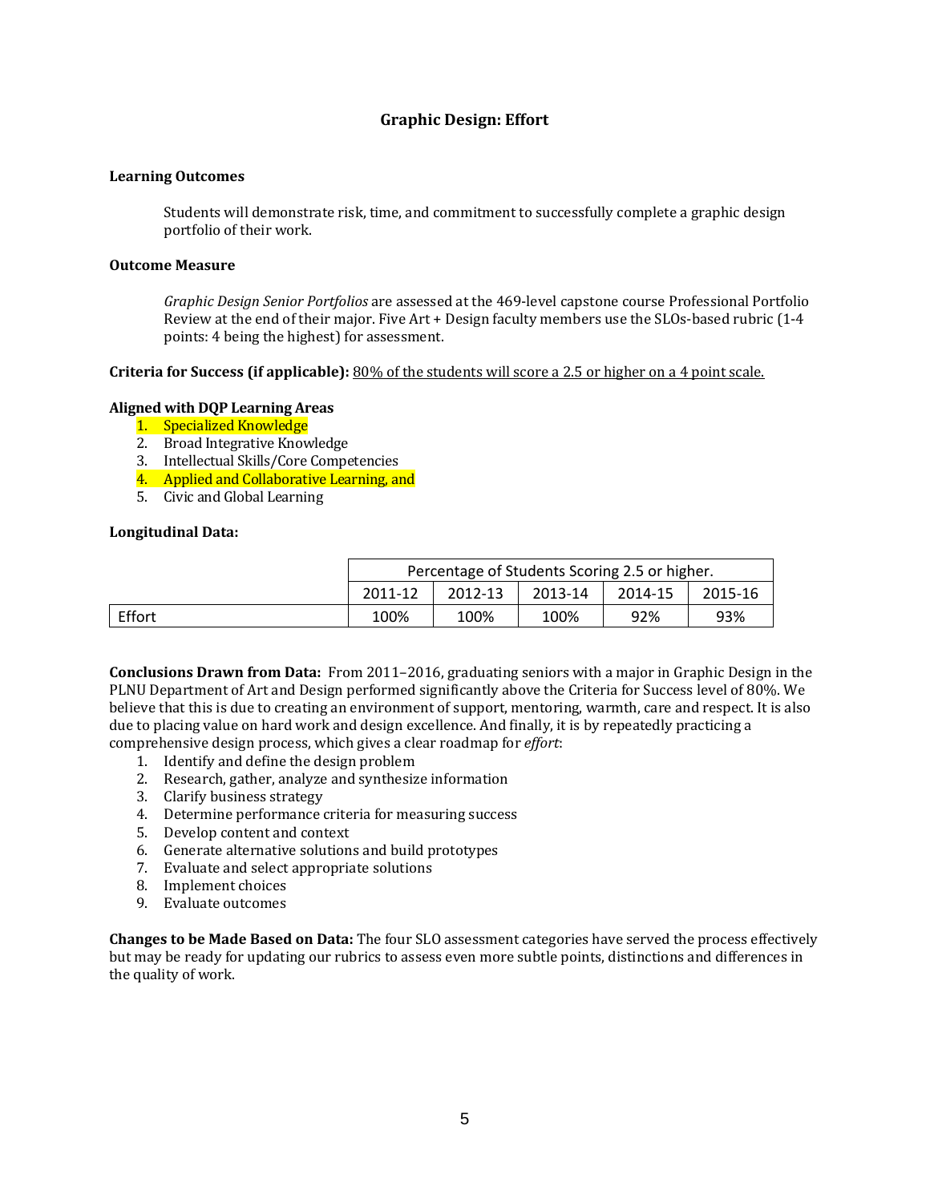## Graphic Design: Effort

**Learning Outcomes**

Students will demonstrate risk, time, and commitment to successfully complete a graphic design portfolio of their work.

**Outcome Measure**

*Graphic Design Senior Portfolios* are assessed at the 469-level capstone course Professional Portfolio Review at the end of their major. Five Art + Design faculty members use the SLOs-based rubric (1-4 points: 4 being the highest) for assessment.

**Criteria for Success (if applicable):** 80% of the students will score a 2.5 or higher on a 4 point scale.

**Aligned with DQP Learning Areas**

1. Specialized Knowledge
2. Broad Integrative Knowledge
3. Intellectual Skills/Core Competencies
4. Applied and Collaborative Learning, and
5. Civic and Global Learning

**Longitudinal Data:**

| | Percentage of Students Scoring 2.5 or higher. | | | | |
|---|---|---|---|---|---|
| | 2011-12 | 2012-13 | 2013-14 | 2014-15 | 2015-16 |
| Effort | 100% | 100% | 100% | 92% | 93% |

**Conclusions Drawn from Data:** From 2011–2016, graduating seniors with a major in Graphic Design in the PLNU Department of Art and Design performed significantly above the Criteria for Success level of 80%. We believe that this is due to creating an environment of support, mentoring, warmth, care and respect. It is also due to placing value on hard work and design excellence. And finally, it is by repeatedly practicing a comprehensive design process, which gives a clear roadmap for *effort*:

1. Identify and define the design problem
2. Research, gather, analyze and synthesize information
3. Clarify business strategy
4. Determine performance criteria for measuring success
5. Develop content and context
6. Generate alternative solutions and build prototypes
7. Evaluate and select appropriate solutions
8. Implement choices
9. Evaluate outcomes

**Changes to be Made Based on Data:** The four SLO assessment categories have served the process effectively but may be ready for updating our rubrics to assess even more subtle points, distinctions and differences in the quality of work.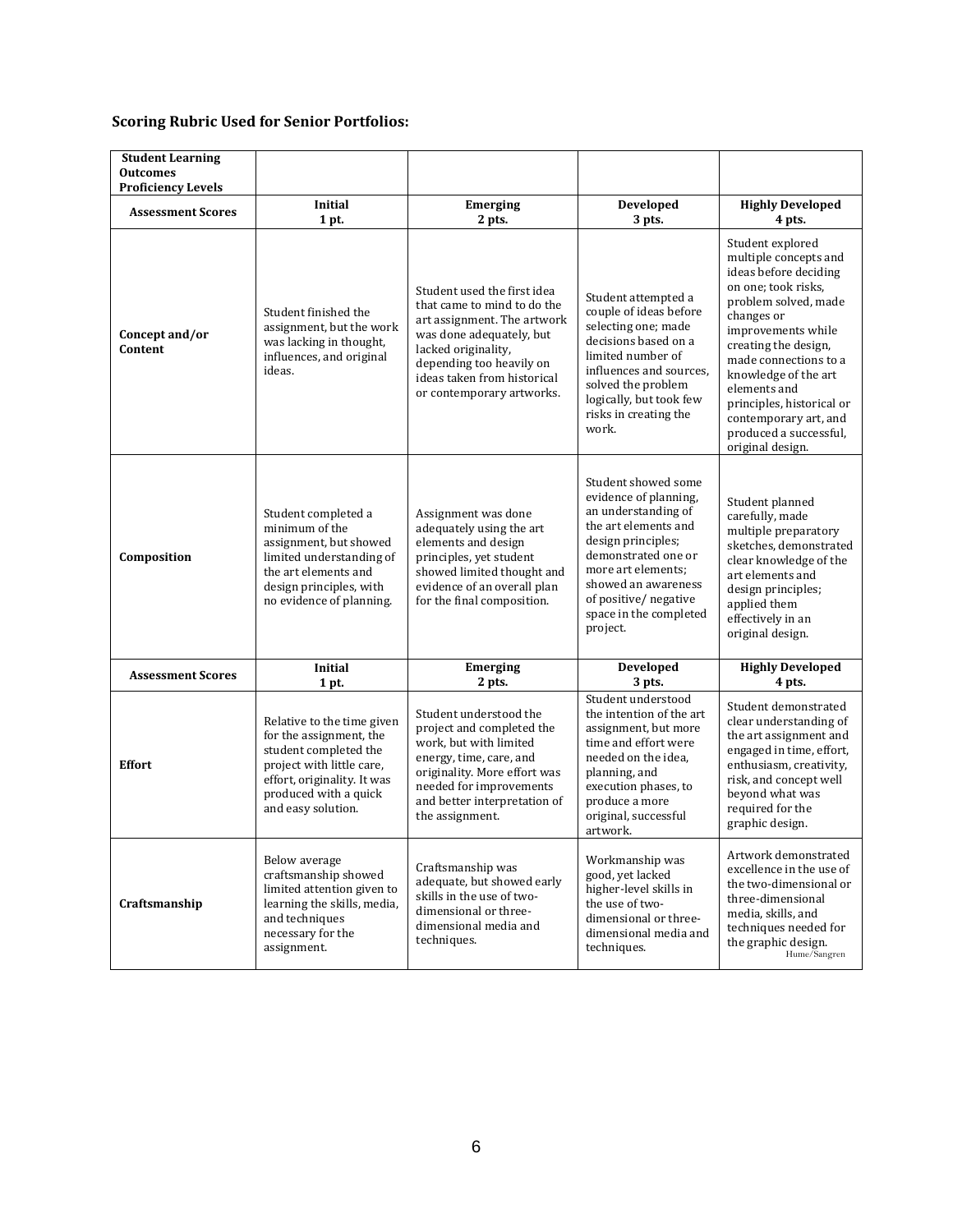**Scoring Rubric Used for Senior Portfolios:**

| Student Learning Outcomes Proficiency Levels | | | | |
|---|---|---|---|---|
| **Assessment Scores** | **Initial 1 pt.** | **Emerging 2 pts.** | **Developed 3 pts.** | **Highly Developed 4 pts.** |
| **Concept and/or Content** | Student finished the assignment, but the work was lacking in thought, influences, and original ideas. | Student used the first idea that came to mind to do the art assignment. The artwork was done adequately, but lacked originality, depending too heavily on ideas taken from historical or contemporary artworks. | Student attempted a couple of ideas before selecting one; made decisions based on a limited number of influences and sources, solved the problem logically, but took few risks in creating the work. | Student explored multiple concepts and ideas before deciding on one; took risks, problem solved, made changes or improvements while creating the design, made connections to a knowledge of the art elements and principles, historical or contemporary art, and produced a successful, original design. |
| **Composition** | Student completed a minimum of the assignment, but showed limited understanding of the art elements and design principles, with no evidence of planning. | Assignment was done adequately using the art elements and design principles, yet student showed limited thought and evidence of an overall plan for the final composition. | Student showed some evidence of planning, an understanding of the art elements and design principles; demonstrated one or more art elements; showed an awareness of positive/ negative space in the completed project. | Student planned carefully, made multiple preparatory sketches, demonstrated clear knowledge of the art elements and design principles; applied them effectively in an original design. |
| **Assessment Scores** | **Initial 1 pt.** | **Emerging 2 pts.** | **Developed 3 pts.** | **Highly Developed 4 pts.** |
| **Effort** | Relative to the time given for the assignment, the student completed the project with little care, effort, originality. It was produced with a quick and easy solution. | Student understood the project and completed the work, but with limited energy, time, care, and originality. More effort was needed for improvements and better interpretation of the assignment. | Student understood the intention of the art assignment, but more time and effort were needed on the idea, planning, and execution phases, to produce a more original, successful artwork. | Student demonstrated clear understanding of the art assignment and engaged in time, effort, enthusiasm, creativity, risk, and concept well beyond what was required for the graphic design. |
| **Craftsmanship** | Below average craftsmanship showed limited attention given to learning the skills, media, and techniques necessary for the assignment. | Craftsmanship was adequate, but showed early skills in the use of two-dimensional or three-dimensional media and techniques. | Workmanship was good, yet lacked higher-level skills in the use of two-dimensional or three-dimensional media and techniques. | Artwork demonstrated excellence in the use of the two-dimensional or three-dimensional media, skills, and techniques needed for the graphic design. Hume/Sangren |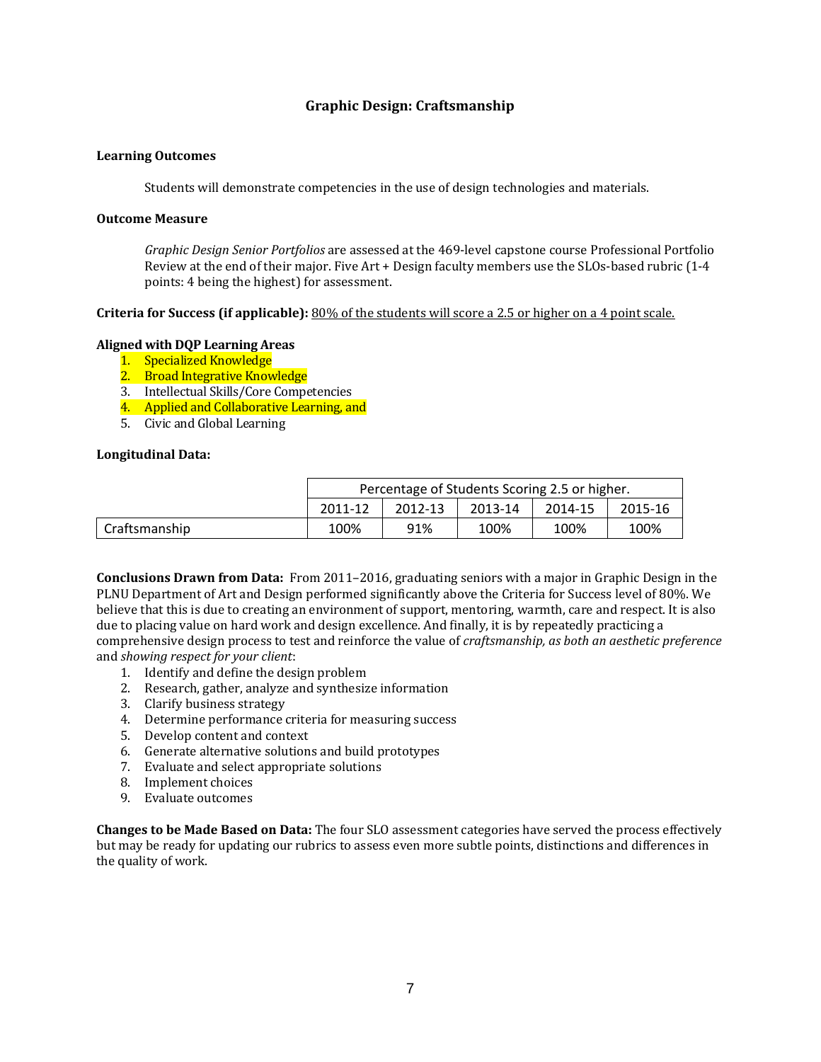## Graphic Design: Craftsmanship

**Learning Outcomes**

Students will demonstrate competencies in the use of design technologies and materials.

**Outcome Measure**

*Graphic Design Senior Portfolios* are assessed at the 469-level capstone course Professional Portfolio Review at the end of their major. Five Art + Design faculty members use the SLOs-based rubric (1-4 points: 4 being the highest) for assessment.

**Criteria for Success (if applicable):** 80% of the students will score a 2.5 or higher on a 4 point scale.

**Aligned with DQP Learning Areas**

1. Specialized Knowledge
2. Broad Integrative Knowledge
3. Intellectual Skills/Core Competencies
4. Applied and Collaborative Learning, and
5. Civic and Global Learning

**Longitudinal Data:**

| | Percentage of Students Scoring 2.5 or higher. | | | | |
|---|---|---|---|---|---|
| | 2011-12 | 2012-13 | 2013-14 | 2014-15 | 2015-16 |
| Craftsmanship | 100% | 91% | 100% | 100% | 100% |

**Conclusions Drawn from Data:** From 2011–2016, graduating seniors with a major in Graphic Design in the PLNU Department of Art and Design performed significantly above the Criteria for Success level of 80%. We believe that this is due to creating an environment of support, mentoring, warmth, care and respect. It is also due to placing value on hard work and design excellence. And finally, it is by repeatedly practicing a comprehensive design process to test and reinforce the value of *craftsmanship, as both an aesthetic preference* and *showing respect for your client*:

1. Identify and define the design problem
2. Research, gather, analyze and synthesize information
3. Clarify business strategy
4. Determine performance criteria for measuring success
5. Develop content and context
6. Generate alternative solutions and build prototypes
7. Evaluate and select appropriate solutions
8. Implement choices
9. Evaluate outcomes

**Changes to be Made Based on Data:** The four SLO assessment categories have served the process effectively but may be ready for updating our rubrics to assess even more subtle points, distinctions and differences in the quality of work.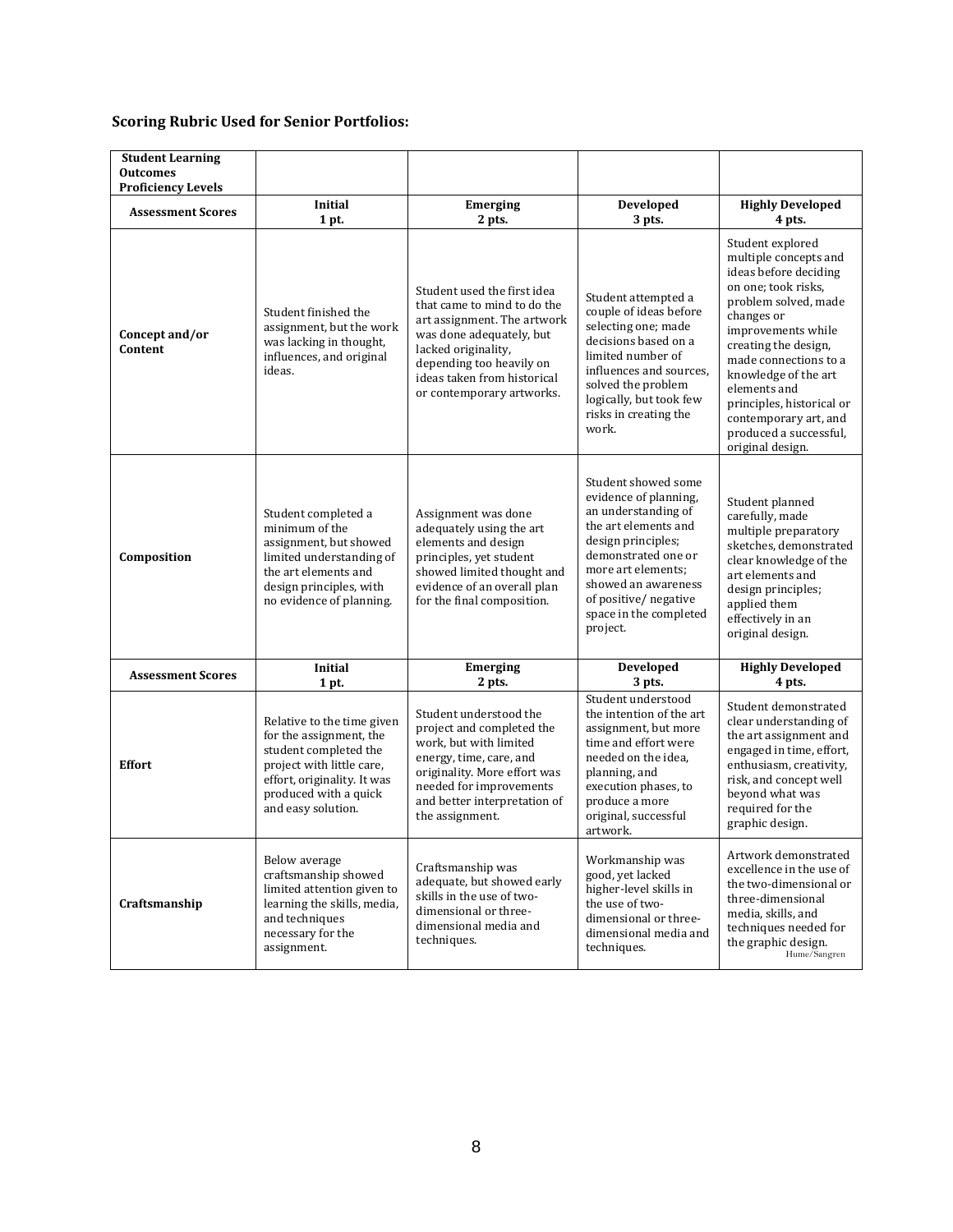**Scoring Rubric Used for Senior Portfolios:**

| **Student Learning Outcomes Proficiency Levels** | | | | |
|---|---|---|---|---|
| **Assessment Scores** | **Initial 1 pt.** | **Emerging 2 pts.** | **Developed 3 pts.** | **Highly Developed 4 pts.** |
| **Concept and/or Content** | Student finished the assignment, but the work was lacking in thought, influences, and original ideas. | Student used the first idea that came to mind to do the art assignment. The artwork was done adequately, but lacked originality, depending too heavily on ideas taken from historical or contemporary artworks. | Student attempted a couple of ideas before selecting one; made decisions based on a limited number of influences and sources, solved the problem logically, but took few risks in creating the work. | Student explored multiple concepts and ideas before deciding on one; took risks, problem solved, made changes or improvements while creating the design, made connections to a knowledge of the art elements and principles, historical or contemporary art, and produced a successful, original design. |
| **Composition** | Student completed a minimum of the assignment, but showed limited understanding of the art elements and design principles, with no evidence of planning. | Assignment was done adequately using the art elements and design principles, yet student showed limited thought and evidence of an overall plan for the final composition. | Student showed some evidence of planning, an understanding of the art elements and design principles; demonstrated one or more art elements; showed an awareness of positive/ negative space in the completed project. | Student planned carefully, made multiple preparatory sketches, demonstrated clear knowledge of the art elements and design principles; applied them effectively in an original design. |
| **Assessment Scores** | **Initial 1 pt.** | **Emerging 2 pts.** | **Developed 3 pts.** | **Highly Developed 4 pts.** |
| **Effort** | Relative to the time given for the assignment, the student completed the project with little care, effort, originality. It was produced with a quick and easy solution. | Student understood the project and completed the work, but with limited energy, time, care, and originality. More effort was needed for improvements and better interpretation of the assignment. | Student understood the intention of the art assignment, but more time and effort were needed on the idea, planning, and execution phases, to produce a more original, successful artwork. | Student demonstrated clear understanding of the art assignment and engaged in time, effort, enthusiasm, creativity, risk, and concept well beyond what was required for the graphic design. |
| **Craftsmanship** | Below average craftsmanship showed limited attention given to learning the skills, media, and techniques necessary for the assignment. | Craftsmanship was adequate, but showed early skills in the use of two-dimensional or three-dimensional media and techniques. | Workmanship was good, yet lacked higher-level skills in the use of two-dimensional or three-dimensional media and techniques. | Artwork demonstrated excellence in the use of the two-dimensional or three-dimensional media, skills, and techniques needed for the graphic design. Hume/Sangren |